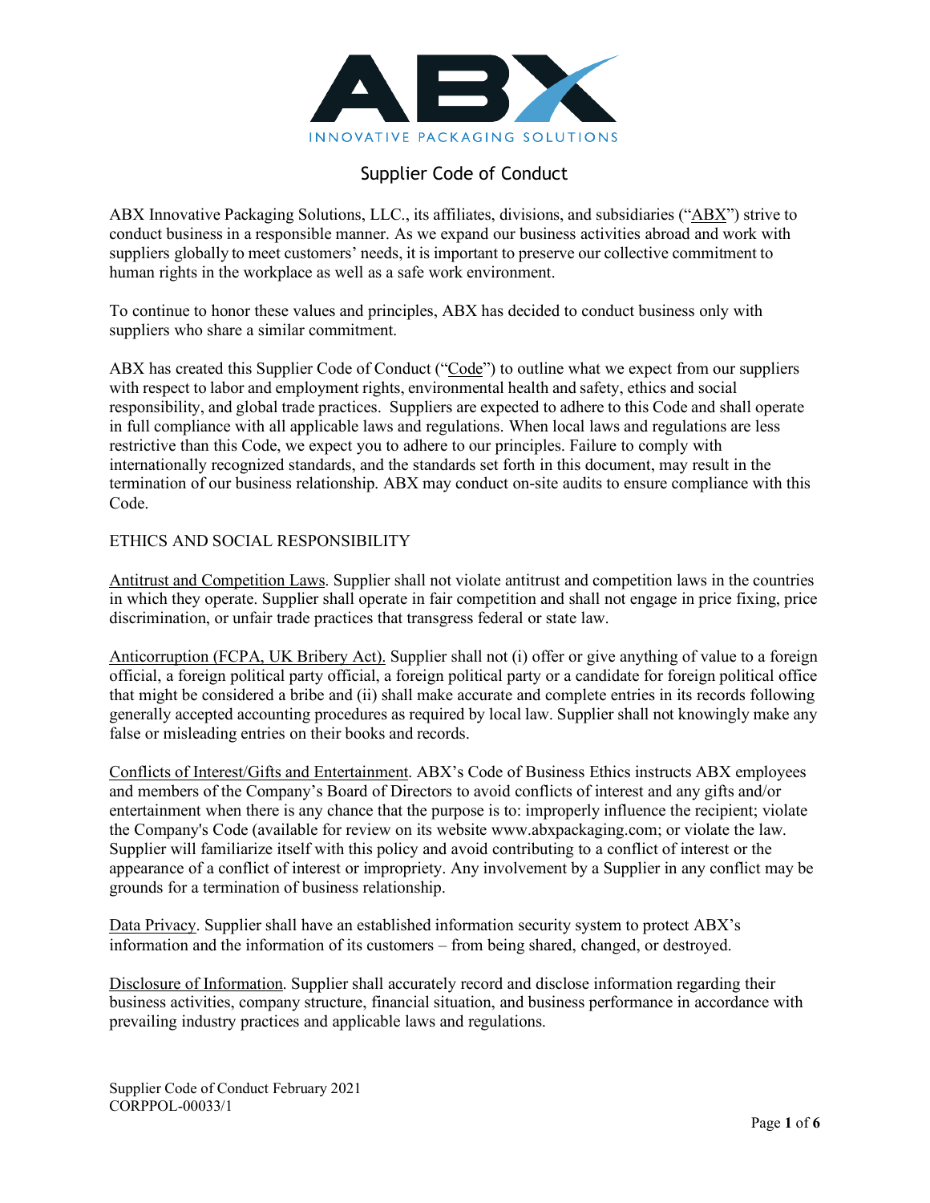# Supplier Code of Conduct

ABX Innovative Packaging Solutions, LLC., its affiliates, divisions, and subsidiaries ("ABX") strive to conduct business in a responsible manner. As we expand our business activities abroad and work with suppliers globally to meet customers' needs, it is important to preserve our collective commitment to human rights in the workplace as well as a safe work environment.

To continue to honor these values and principles, ABX has decided to conduct business only with suppliers who share a similar commitment.

ABX has created this Supplier Code of Conduct ("Code") to outline what we expect from our suppliers with respect to labor and employment rights, environmental health and safety, ethics and social responsibility, and global trade practices. Suppliers are expected to adhere to this Code and shall operate in full compliance with all applicable laws and regulations. When local laws and regulations are less restrictive than this Code, we expect you to adhere to our principles. Failure to comply with internationally recognized standards, and the standards set forth in this document, may result in the termination of our business relationship. ABX may conduct on-site audits to ensure compliance with this Code.

## ETHICS AND SOCIAL RESPONSIBILITY

Antitrust and Competition Laws. Supplier shall not violate antitrust and competition laws in the countries in which they operate. Supplier shall operate in fair competition and shall not engage in price fixing, price discrimination, or unfair trade practices that transgress federal or state law.

Anticorruption (FCPA, UK Bribery Act). Supplier shall not (i) offer or give anything of value to a foreign official, a foreign political party official, a foreign political party or a candidate for foreign political office that might be considered a bribe and (ii) shall make accurate and complete entries in its records following generally accepted accounting procedures as required by local law. Supplier shall not knowingly make any false or misleading entries on their books and records.

Conflicts of Interest/Gifts and Entertainment. ABX's Code of Business Ethics instructs ABX employees and members of the Company's Board of Directors to avoid conflicts of interest and any gifts and/or entertainment when there is any chance that the purpose is to: improperly influence the recipient; violate the Company's Code (available for review on its website www.abxpackaging.com; or violate the law. Supplier will familiarize itself with this policy and avoid contributing to a conflict of interest or the appearance of a conflict of interest or impropriety. Any involvement by a Supplier in any conflict may be grounds for a termination of business relationship.

Data Privacy. Supplier shall have an established information security system to protect ABX's information and the information of its customers – from being shared, changed, or destroyed.

Disclosure of Information. Supplier shall accurately record and disclose information regarding their business activities, company structure, financial situation, and business performance in accordance with prevailing industry practices and applicable laws and regulations.

Supplier Code of Conduct February 2021
CORPPOL-00033/1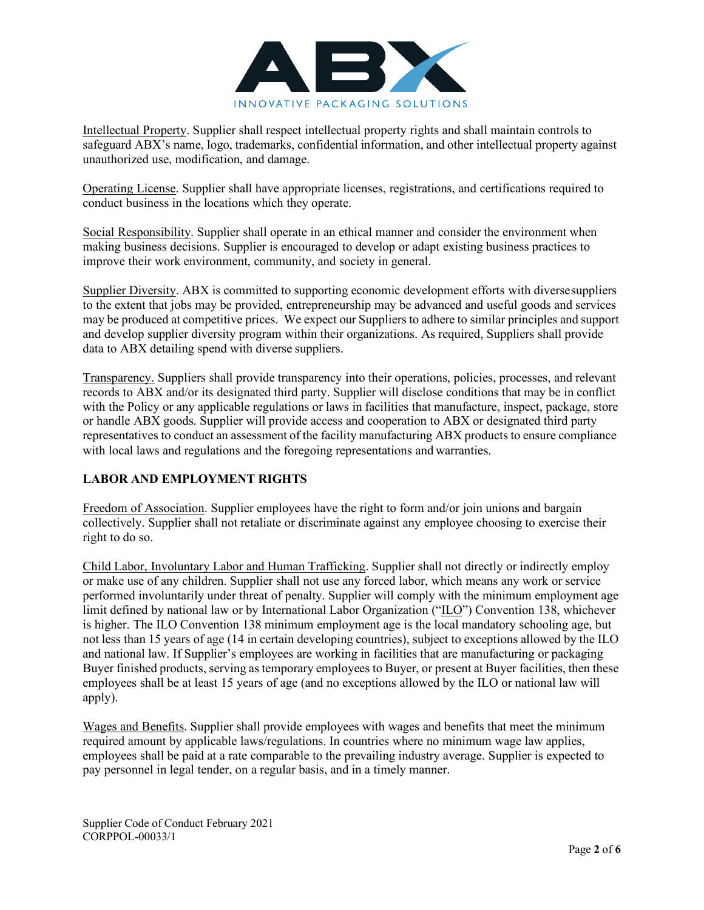Intellectual Property. Supplier shall respect intellectual property rights and shall maintain controls to safeguard ABX's name, logo, trademarks, confidential information, and other intellectual property against unauthorized use, modification, and damage.

Operating License. Supplier shall have appropriate licenses, registrations, and certifications required to conduct business in the locations which they operate.

Social Responsibility. Supplier shall operate in an ethical manner and consider the environment when making business decisions. Supplier is encouraged to develop or adapt existing business practices to improve their work environment, community, and society in general.

Supplier Diversity. ABX is committed to supporting economic development efforts with diversesuppliers to the extent that jobs may be provided, entrepreneurship may be advanced and useful goods and services may be produced at competitive prices. We expect our Suppliers to adhere to similar principles and support and develop supplier diversity program within their organizations. As required, Suppliers shall provide data to ABX detailing spend with diverse suppliers.

Transparency. Suppliers shall provide transparency into their operations, policies, processes, and relevant records to ABX and/or its designated third party. Supplier will disclose conditions that may be in conflict with the Policy or any applicable regulations or laws in facilities that manufacture, inspect, package, store or handle ABX goods. Supplier will provide access and cooperation to ABX or designated third party representatives to conduct an assessment of the facility manufacturing ABX products to ensure compliance with local laws and regulations and the foregoing representations and warranties.

## LABOR AND EMPLOYMENT RIGHTS

Freedom of Association. Supplier employees have the right to form and/or join unions and bargain collectively. Supplier shall not retaliate or discriminate against any employee choosing to exercise their right to do so.

Child Labor, Involuntary Labor and Human Trafficking. Supplier shall not directly or indirectly employ or make use of any children. Supplier shall not use any forced labor, which means any work or service performed involuntarily under threat of penalty. Supplier will comply with the minimum employment age limit defined by national law or by International Labor Organization ("ILO") Convention 138, whichever is higher. The ILO Convention 138 minimum employment age is the local mandatory schooling age, but not less than 15 years of age (14 in certain developing countries), subject to exceptions allowed by the ILO and national law. If Supplier's employees are working in facilities that are manufacturing or packaging Buyer finished products, serving as temporary employees to Buyer, or present at Buyer facilities, then these employees shall be at least 15 years of age (and no exceptions allowed by the ILO or national law will apply).

Wages and Benefits. Supplier shall provide employees with wages and benefits that meet the minimum required amount by applicable laws/regulations. In countries where no minimum wage law applies, employees shall be paid at a rate comparable to the prevailing industry average. Supplier is expected to pay personnel in legal tender, on a regular basis, and in a timely manner.

Supplier Code of Conduct February 2021
CORPPOL-00033/1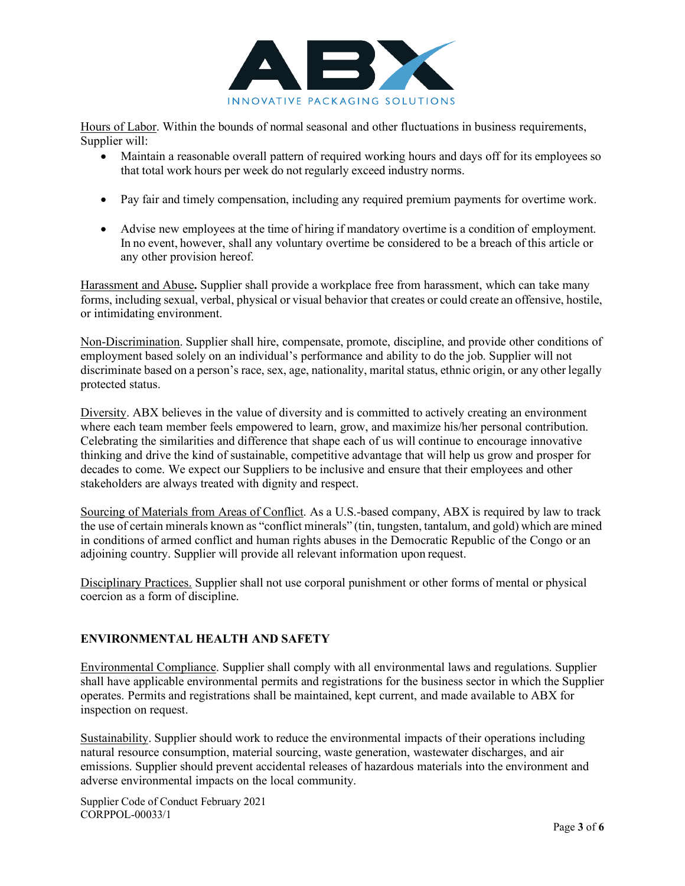Hours of Labor. Within the bounds of normal seasonal and other fluctuations in business requirements, Supplier will:

- Maintain a reasonable overall pattern of required working hours and days off for its employees so that total work hours per week do not regularly exceed industry norms.
- Pay fair and timely compensation, including any required premium payments for overtime work.
- Advise new employees at the time of hiring if mandatory overtime is a condition of employment. In no event, however, shall any voluntary overtime be considered to be a breach of this article or any other provision hereof.

Harassment and Abuse**.** Supplier shall provide a workplace free from harassment, which can take many forms, including sexual, verbal, physical or visual behavior that creates or could create an offensive, hostile, or intimidating environment.

Non-Discrimination. Supplier shall hire, compensate, promote, discipline, and provide other conditions of employment based solely on an individual's performance and ability to do the job. Supplier will not discriminate based on a person's race, sex, age, nationality, marital status, ethnic origin, or any other legally protected status.

Diversity. ABX believes in the value of diversity and is committed to actively creating an environment where each team member feels empowered to learn, grow, and maximize his/her personal contribution. Celebrating the similarities and difference that shape each of us will continue to encourage innovative thinking and drive the kind of sustainable, competitive advantage that will help us grow and prosper for decades to come. We expect our Suppliers to be inclusive and ensure that their employees and other stakeholders are always treated with dignity and respect.

Sourcing of Materials from Areas of Conflict. As a U.S.-based company, ABX is required by law to track the use of certain minerals known as "conflict minerals" (tin, tungsten, tantalum, and gold) which are mined in conditions of armed conflict and human rights abuses in the Democratic Republic of the Congo or an adjoining country. Supplier will provide all relevant information upon request.

Disciplinary Practices. Supplier shall not use corporal punishment or other forms of mental or physical coercion as a form of discipline.

## ENVIRONMENTAL HEALTH AND SAFETY

Environmental Compliance. Supplier shall comply with all environmental laws and regulations. Supplier shall have applicable environmental permits and registrations for the business sector in which the Supplier operates. Permits and registrations shall be maintained, kept current, and made available to ABX for inspection on request.

Sustainability. Supplier should work to reduce the environmental impacts of their operations including natural resource consumption, material sourcing, waste generation, wastewater discharges, and air emissions. Supplier should prevent accidental releases of hazardous materials into the environment and adverse environmental impacts on the local community.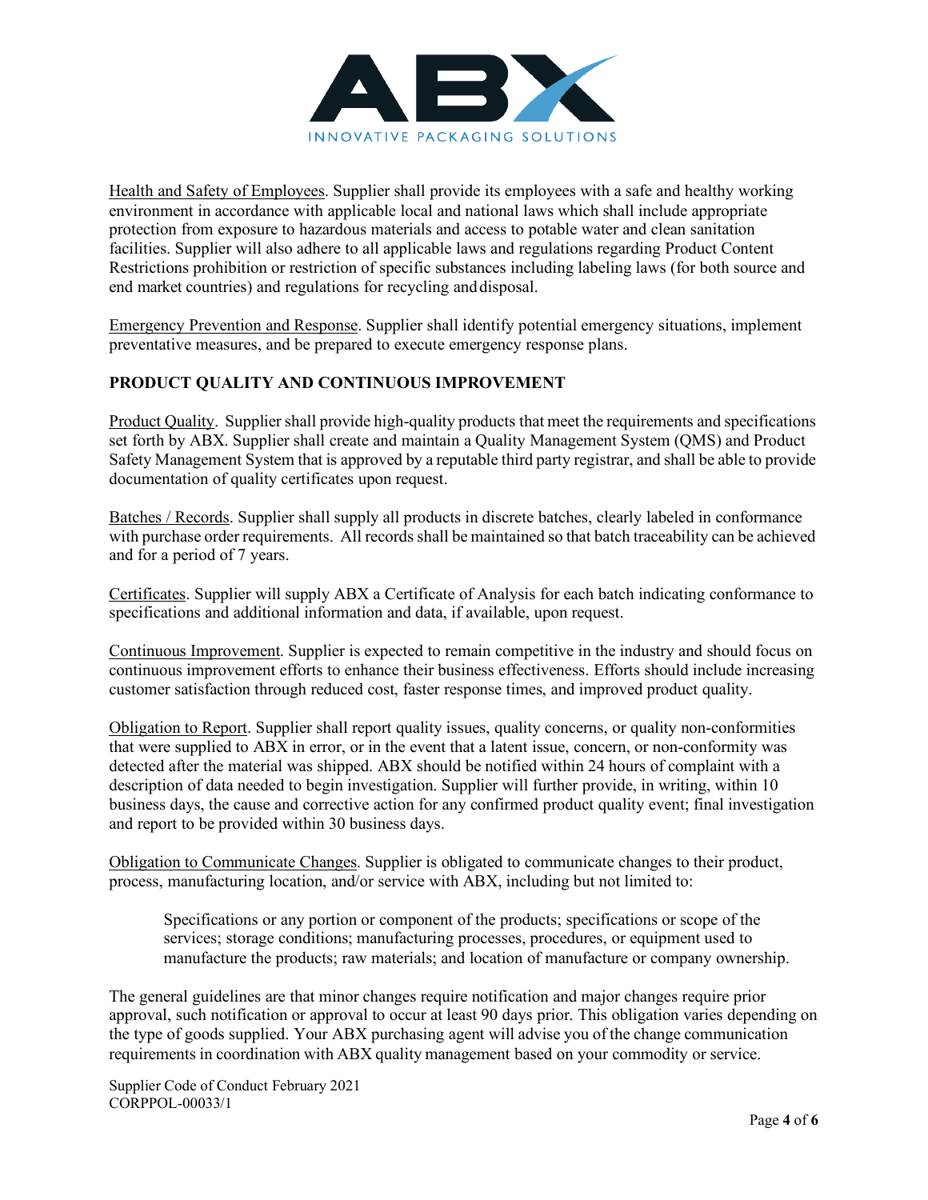Health and Safety of Employees. Supplier shall provide its employees with a safe and healthy working environment in accordance with applicable local and national laws which shall include appropriate protection from exposure to hazardous materials and access to potable water and clean sanitation facilities. Supplier will also adhere to all applicable laws and regulations regarding Product Content Restrictions prohibition or restriction of specific substances including labeling laws (for both source and end market countries) and regulations for recycling and disposal.

Emergency Prevention and Response. Supplier shall identify potential emergency situations, implement preventative measures, and be prepared to execute emergency response plans.

## PRODUCT QUALITY AND CONTINUOUS IMPROVEMENT

Product Quality. Supplier shall provide high-quality products that meet the requirements and specifications set forth by ABX. Supplier shall create and maintain a Quality Management System (QMS) and Product Safety Management System that is approved by a reputable third party registrar, and shall be able to provide documentation of quality certificates upon request.

Batches / Records. Supplier shall supply all products in discrete batches, clearly labeled in conformance with purchase order requirements. All records shall be maintained so that batch traceability can be achieved and for a period of 7 years.

Certificates. Supplier will supply ABX a Certificate of Analysis for each batch indicating conformance to specifications and additional information and data, if available, upon request.

Continuous Improvement. Supplier is expected to remain competitive in the industry and should focus on continuous improvement efforts to enhance their business effectiveness. Efforts should include increasing customer satisfaction through reduced cost, faster response times, and improved product quality.

Obligation to Report. Supplier shall report quality issues, quality concerns, or quality non-conformities that were supplied to ABX in error, or in the event that a latent issue, concern, or non-conformity was detected after the material was shipped. ABX should be notified within 24 hours of complaint with a description of data needed to begin investigation. Supplier will further provide, in writing, within 10 business days, the cause and corrective action for any confirmed product quality event; final investigation and report to be provided within 30 business days.

Obligation to Communicate Changes. Supplier is obligated to communicate changes to their product, process, manufacturing location, and/or service with ABX, including but not limited to:

> Specifications or any portion or component of the products; specifications or scope of the services; storage conditions; manufacturing processes, procedures, or equipment used to manufacture the products; raw materials; and location of manufacture or company ownership.

The general guidelines are that minor changes require notification and major changes require prior approval, such notification or approval to occur at least 90 days prior. This obligation varies depending on the type of goods supplied. Your ABX purchasing agent will advise you of the change communication requirements in coordination with ABX quality management based on your commodity or service.

Supplier Code of Conduct February 2021
CORPPOL-00033/1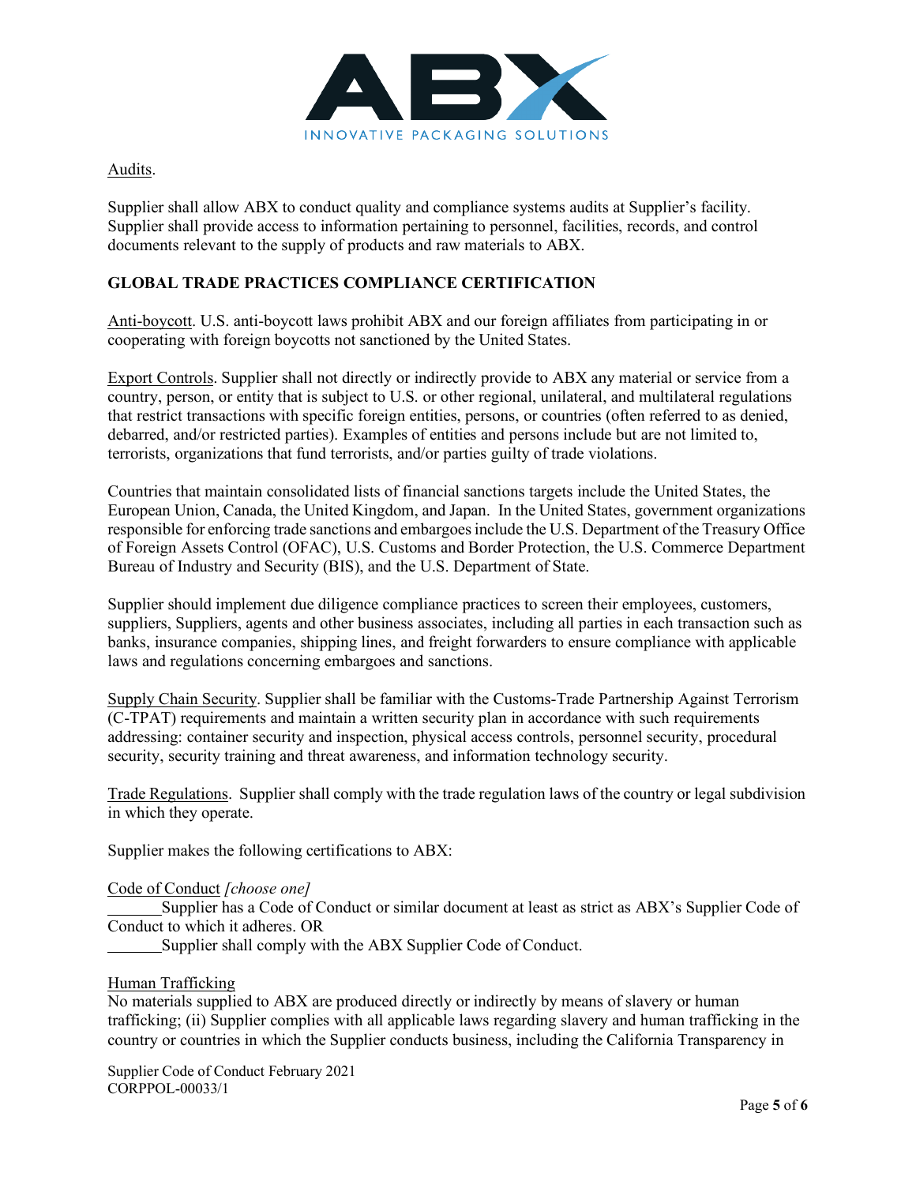Audits.

Supplier shall allow ABX to conduct quality and compliance systems audits at Supplier's facility. Supplier shall provide access to information pertaining to personnel, facilities, records, and control documents relevant to the supply of products and raw materials to ABX.

## GLOBAL TRADE PRACTICES COMPLIANCE CERTIFICATION

Anti-boycott. U.S. anti-boycott laws prohibit ABX and our foreign affiliates from participating in or cooperating with foreign boycotts not sanctioned by the United States.

Export Controls. Supplier shall not directly or indirectly provide to ABX any material or service from a country, person, or entity that is subject to U.S. or other regional, unilateral, and multilateral regulations that restrict transactions with specific foreign entities, persons, or countries (often referred to as denied, debarred, and/or restricted parties). Examples of entities and persons include but are not limited to, terrorists, organizations that fund terrorists, and/or parties guilty of trade violations.

Countries that maintain consolidated lists of financial sanctions targets include the United States, the European Union, Canada, the United Kingdom, and Japan. In the United States, government organizations responsible for enforcing trade sanctions and embargoes include the U.S. Department of the Treasury Office of Foreign Assets Control (OFAC), U.S. Customs and Border Protection, the U.S. Commerce Department Bureau of Industry and Security (BIS), and the U.S. Department of State.

Supplier should implement due diligence compliance practices to screen their employees, customers, suppliers, Suppliers, agents and other business associates, including all parties in each transaction such as banks, insurance companies, shipping lines, and freight forwarders to ensure compliance with applicable laws and regulations concerning embargoes and sanctions.

Supply Chain Security. Supplier shall be familiar with the Customs-Trade Partnership Against Terrorism (C-TPAT) requirements and maintain a written security plan in accordance with such requirements addressing: container security and inspection, physical access controls, personnel security, procedural security, security training and threat awareness, and information technology security.

Trade Regulations. Supplier shall comply with the trade regulation laws of the country or legal subdivision in which they operate.

Supplier makes the following certifications to ABX:

Code of Conduct *[choose one]*

_______Supplier has a Code of Conduct or similar document at least as strict as ABX's Supplier Code of Conduct to which it adheres. OR

_______Supplier shall comply with the ABX Supplier Code of Conduct.

Human Trafficking

No materials supplied to ABX are produced directly or indirectly by means of slavery or human trafficking; (ii) Supplier complies with all applicable laws regarding slavery and human trafficking in the country or countries in which the Supplier conducts business, including the California Transparency in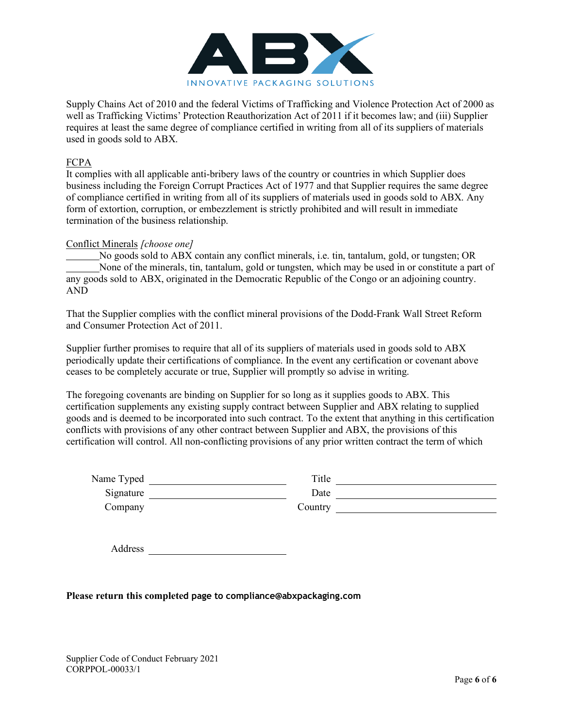Supply Chains Act of 2010 and the federal Victims of Trafficking and Violence Protection Act of 2000 as well as Trafficking Victims' Protection Reauthorization Act of 2011 if it becomes law; and (iii) Supplier requires at least the same degree of compliance certified in writing from all of its suppliers of materials used in goods sold to ABX.

FCPA

It complies with all applicable anti-bribery laws of the country or countries in which Supplier does business including the Foreign Corrupt Practices Act of 1977 and that Supplier requires the same degree of compliance certified in writing from all of its suppliers of materials used in goods sold to ABX. Any form of extortion, corruption, or embezzlement is strictly prohibited and will result in immediate termination of the business relationship.

Conflict Minerals *[choose one]*

_______No goods sold to ABX contain any conflict minerals, i.e. tin, tantalum, gold, or tungsten; OR

_______None of the minerals, tin, tantalum, gold or tungsten, which may be used in or constitute a part of any goods sold to ABX, originated in the Democratic Republic of the Congo or an adjoining country. AND

That the Supplier complies with the conflict mineral provisions of the Dodd-Frank Wall Street Reform and Consumer Protection Act of 2011.

Supplier further promises to require that all of its suppliers of materials used in goods sold to ABX periodically update their certifications of compliance. In the event any certification or covenant above ceases to be completely accurate or true, Supplier will promptly so advise in writing.

The foregoing covenants are binding on Supplier for so long as it supplies goods to ABX. This certification supplements any existing supply contract between Supplier and ABX relating to supplied goods and is deemed to be incorporated into such contract. To the extent that anything in this certification conflicts with provisions of any other contract between Supplier and ABX, the provisions of this certification will control. All non-conflicting provisions of any prior written contract the term of which

| | | | |
|---|---|---|---|
| Name Typed | ______________________ | Title | ______________________ |
| Signature | ______________________ | Date | ______________________ |
| Company | | Country | ______________________ |
| Address | ______________________ | | |

**Please return this completed page to compliance@abxpackaging.com**

Supplier Code of Conduct February 2021
CORPPOL-00033/1